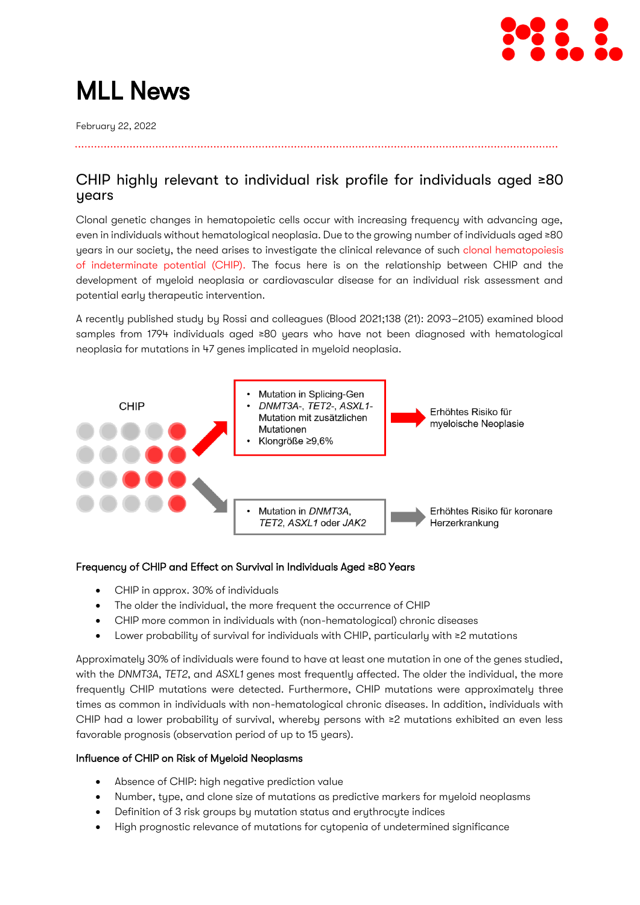# MLL News

February 22, 2022

## CHIP highly relevant to individual risk profile for individuals aged ≥80 years

Clonal genetic changes in hematopoietic cells occur with increasing frequency with advancing age, even in individuals without hematological neoplasia. Due to the growing number of individuals aged ≥80 years in our society, the need arises to investigate the clinical relevance of such clonal hematopoiesis of indeterminate potential (CHIP). The focus here is on the relationship between CHIP and the development of myeloid neoplasia or cardiovascular disease for an individual risk assessment and potential early therapeutic intervention.

A recently published study by Rossi and colleagues (Blood 2021;138 (21): 2093–2105) examined blood samples from 1794 individuals aged ≥80 years who have not been diagnosed with hematological neoplasia for mutations in 47 genes implicated in myeloid neoplasia.

CHIP

- Mutation in Splicing-Gen
- *DNMT3A*-, *TET2*-, *ASXL1*-Mutation mit zusätzlichen Mutationen
- Klongröße ≥9,6%

Erhöhtes Risiko für myeloische Neoplasie

- Mutation in *DNMT3A*, *TET2*, *ASXL1* oder *JAK2*

Erhöhtes Risiko für koronare Herzerkrankung

### Frequency of CHIP and Effect on Survival in Individuals Aged ≥80 Years

- CHIP in approx. 30% of individuals
- The older the individual, the more frequent the occurrence of CHIP
- CHIP more common in individuals with (non-hematological) chronic diseases
- Lower probability of survival for individuals with CHIP, particularly with ≥2 mutations

Approximately 30% of individuals were found to have at least one mutation in one of the genes studied, with the *DNMT3A*, *TET2*, and *ASXL1* genes most frequently affected. The older the individual, the more frequently CHIP mutations were detected. Furthermore, CHIP mutations were approximately three times as common in individuals with non-hematological chronic diseases. In addition, individuals with CHIP had a lower probability of survival, whereby persons with ≥2 mutations exhibited an even less favorable prognosis (observation period of up to 15 years).

### Influence of CHIP on Risk of Myeloid Neoplasms

- Absence of CHIP: high negative prediction value
- Number, type, and clone size of mutations as predictive markers for myeloid neoplasms
- Definition of 3 risk groups by mutation status and erythrocyte indices
- High prognostic relevance of mutations for cytopenia of undetermined significance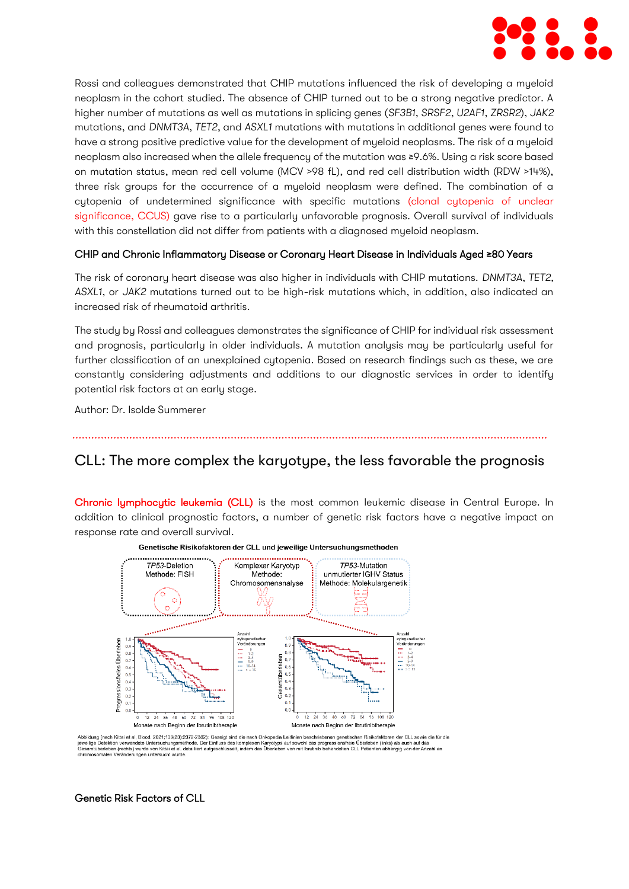Rossi and colleagues demonstrated that CHIP mutations influenced the risk of developing a myeloid neoplasm in the cohort studied. The absence of CHIP turned out to be a strong negative predictor. A higher number of mutations as well as mutations in splicing genes (*SF3B1*, *SRSF2*, *U2AF1*, *ZRSR2*), *JAK2* mutations, and *DNMT3A*, *TET2*, and *ASXL1* mutations with mutations in additional genes were found to have a strong positive predictive value for the development of myeloid neoplasms. The risk of a myeloid neoplasm also increased when the allele frequency of the mutation was ≥9.6%. Using a risk score based on mutation status, mean red cell volume (MCV >98 fL), and red cell distribution width (RDW >14%), three risk groups for the occurrence of a myeloid neoplasm were defined. The combination of a cytopenia of undetermined significance with specific mutations (clonal cytopenia of unclear significance, CCUS) gave rise to a particularly unfavorable prognosis. Overall survival of individuals with this constellation did not differ from patients with a diagnosed myeloid neoplasm.

### CHIP and Chronic Inflammatory Disease or Coronary Heart Disease in Individuals Aged ≥80 Years

The risk of coronary heart disease was also higher in individuals with CHIP mutations. *DNMT3A*, *TET2*, *ASXL1*, or *JAK2* mutations turned out to be high-risk mutations which, in addition, also indicated an increased risk of rheumatoid arthritis.

The study by Rossi and colleagues demonstrates the significance of CHIP for individual risk assessment and prognosis, particularly in older individuals. A mutation analysis may be particularly useful for further classification of an unexplained cytopenia. Based on research findings such as these, we are constantly considering adjustments and additions to our diagnostic services in order to identify potential risk factors at an early stage.

Author: Dr. Isolde Summerer

## CLL: The more complex the karyotype, the less favorable the prognosis

**Chronic lymphocytic leukemia (CLL)** is the most common leukemic disease in Central Europe. In addition to clinical prognostic factors, a number of genetic risk factors have a negative impact on response rate and overall survival.

Abbildung (nach Kittai et al. Blood. 2021;138(23):2372-2382): Gezeigt sind die nach Onkopedia Leitlinien beschriebenen genetischen Risikofaktoren der CLL sowie die für die jeweilige Detektion verwendete Untersuchungsmethode. Der Einfluss des komplexen Karyotyps auf sowohl das progressionsfreie Überleben (links) als auch auf das Gesamtüberleben (rechts) wurde von Kittai et al. detailliert aufgeschlüsselt, indem das Überleben von mit Ibrutinib behandelten CLL Patienten abhängig von der Anzahl an chromosomalen Veränderungen untersucht wurde.

### Genetic Risk Factors of CLL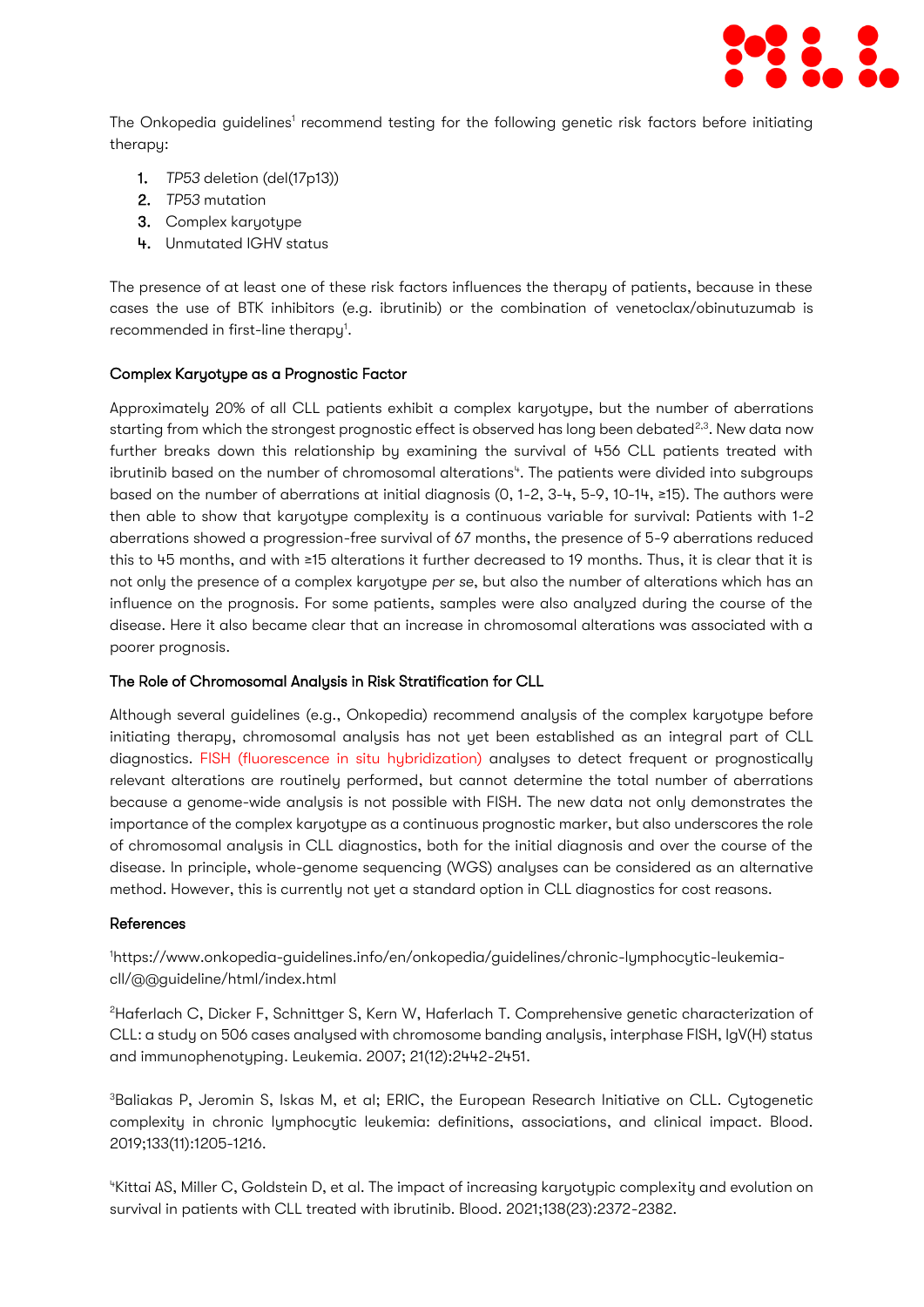The Onkopedia guidelines[1] recommend testing for the following genetic risk factors before initiating therapy:

1. *TP53* deletion (del(17p13))
2. *TP53* mutation
3. Complex karyotype
4. Unmutated IGHV status

The presence of at least one of these risk factors influences the therapy of patients, because in these cases the use of BTK inhibitors (e.g. ibrutinib) or the combination of venetoclax/obinutuzumab is recommended in first-line therapy[1].

### Complex Karyotype as a Prognostic Factor

Approximately 20% of all CLL patients exhibit a complex karyotype, but the number of aberrations starting from which the strongest prognostic effect is observed has long been debated[2,3]. New data now further breaks down this relationship by examining the survival of 456 CLL patients treated with ibrutinib based on the number of chromosomal alterations[4]. The patients were divided into subgroups based on the number of aberrations at initial diagnosis (0, 1-2, 3-4, 5-9, 10-14, ≥15). The authors were then able to show that karyotype complexity is a continuous variable for survival: Patients with 1-2 aberrations showed a progression-free survival of 67 months, the presence of 5-9 aberrations reduced this to 45 months, and with ≥15 alterations it further decreased to 19 months. Thus, it is clear that it is not only the presence of a complex karyotype *per se*, but also the number of alterations which has an influence on the prognosis. For some patients, samples were also analyzed during the course of the disease. Here it also became clear that an increase in chromosomal alterations was associated with a poorer prognosis.

### The Role of Chromosomal Analysis in Risk Stratification for CLL

Although several guidelines (e.g., Onkopedia) recommend analysis of the complex karyotype before initiating therapy, chromosomal analysis has not yet been established as an integral part of CLL diagnostics. FISH (fluorescence in situ hybridization) analyses to detect frequent or prognostically relevant alterations are routinely performed, but cannot determine the total number of aberrations because a genome-wide analysis is not possible with FISH. The new data not only demonstrates the importance of the complex karyotype as a continuous prognostic marker, but also underscores the role of chromosomal analysis in CLL diagnostics, both for the initial diagnosis and over the course of the disease. In principle, whole-genome sequencing (WGS) analyses can be considered as an alternative method. However, this is currently not yet a standard option in CLL diagnostics for cost reasons.

### References

[1]https://www.onkopedia-guidelines.info/en/onkopedia/guidelines/chronic-lymphocytic-leukemia-cll/@@guideline/html/index.html

[2]Haferlach C, Dicker F, Schnittger S, Kern W, Haferlach T. Comprehensive genetic characterization of CLL: a study on 506 cases analysed with chromosome banding analysis, interphase FISH, IgV(H) status and immunophenotyping. Leukemia. 2007; 21(12):2442-2451.

[3]Baliakas P, Jeromin S, Iskas M, et al; ERIC, the European Research Initiative on CLL. Cytogenetic complexity in chronic lymphocytic leukemia: definitions, associations, and clinical impact. Blood. 2019;133(11):1205-1216.

[4]Kittai AS, Miller C, Goldstein D, et al. The impact of increasing karyotypic complexity and evolution on survival in patients with CLL treated with ibrutinib. Blood. 2021;138(23):2372-2382.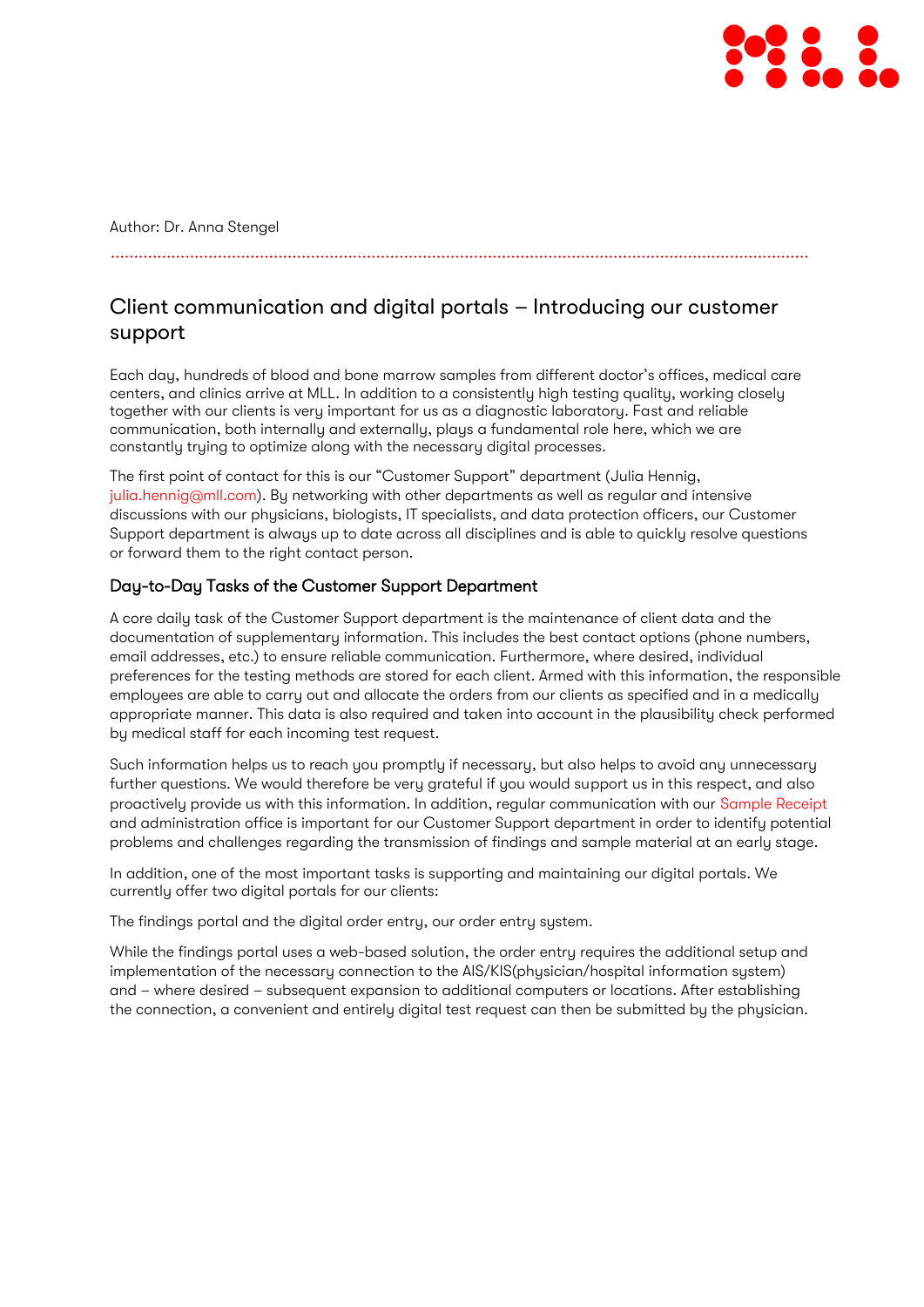Author: Dr. Anna Stengel

## Client communication and digital portals – Introducing our customer support

Each day, hundreds of blood and bone marrow samples from different doctor's offices, medical care centers, and clinics arrive at MLL. In addition to a consistently high testing quality, working closely together with our clients is very important for us as a diagnostic laboratory. Fast and reliable communication, both internally and externally, plays a fundamental role here, which we are constantly trying to optimize along with the necessary digital processes.

The first point of contact for this is our "Customer Support" department (Julia Hennig, julia.hennig@mll.com). By networking with other departments as well as regular and intensive discussions with our physicians, biologists, IT specialists, and data protection officers, our Customer Support department is always up to date across all disciplines and is able to quickly resolve questions or forward them to the right contact person.

### Day-to-Day Tasks of the Customer Support Department

A core daily task of the Customer Support department is the maintenance of client data and the documentation of supplementary information. This includes the best contact options (phone numbers, email addresses, etc.) to ensure reliable communication. Furthermore, where desired, individual preferences for the testing methods are stored for each client. Armed with this information, the responsible employees are able to carry out and allocate the orders from our clients as specified and in a medically appropriate manner. This data is also required and taken into account in the plausibility check performed by medical staff for each incoming test request.

Such information helps us to reach you promptly if necessary, but also helps to avoid any unnecessary further questions. We would therefore be very grateful if you would support us in this respect, and also proactively provide us with this information. In addition, regular communication with our Sample Receipt and administration office is important for our Customer Support department in order to identify potential problems and challenges regarding the transmission of findings and sample material at an early stage.

In addition, one of the most important tasks is supporting and maintaining our digital portals. We currently offer two digital portals for our clients:

The findings portal and the digital order entry, our order entry system.

While the findings portal uses a web-based solution, the order entry requires the additional setup and implementation of the necessary connection to the AIS/KIS(physician/hospital information system) and – where desired – subsequent expansion to additional computers or locations. After establishing the connection, a convenient and entirely digital test request can then be submitted by the physician.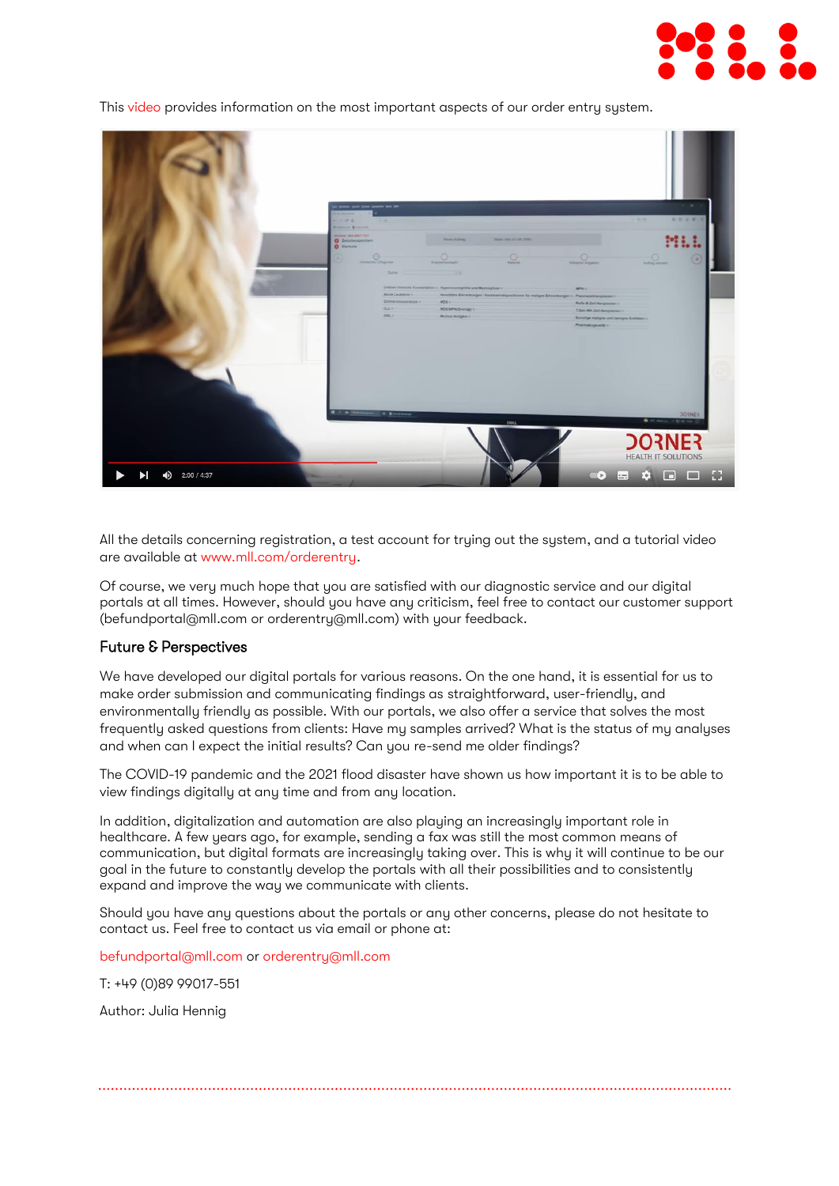This video provides information on the most important aspects of our order entry system.

All the details concerning registration, a test account for trying out the system, and a tutorial video are available at www.mll.com/orderentry.

Of course, we very much hope that you are satisfied with our diagnostic service and our digital portals at all times. However, should you have any criticism, feel free to contact our customer support (befundportal@mll.com or orderentry@mll.com) with your feedback.

### Future & Perspectives

We have developed our digital portals for various reasons. On the one hand, it is essential for us to make order submission and communicating findings as straightforward, user-friendly, and environmentally friendly as possible. With our portals, we also offer a service that solves the most frequently asked questions from clients: Have my samples arrived? What is the status of my analyses and when can I expect the initial results? Can you re-send me older findings?

The COVID-19 pandemic and the 2021 flood disaster have shown us how important it is to be able to view findings digitally at any time and from any location.

In addition, digitalization and automation are also playing an increasingly important role in healthcare. A few years ago, for example, sending a fax was still the most common means of communication, but digital formats are increasingly taking over. This is why it will continue to be our goal in the future to constantly develop the portals with all their possibilities and to consistently expand and improve the way we communicate with clients.

Should you have any questions about the portals or any other concerns, please do not hesitate to contact us. Feel free to contact us via email or phone at:

befundportal@mll.com or orderentry@mll.com

T: +49 (0)89 99017-551

Author: Julia Hennig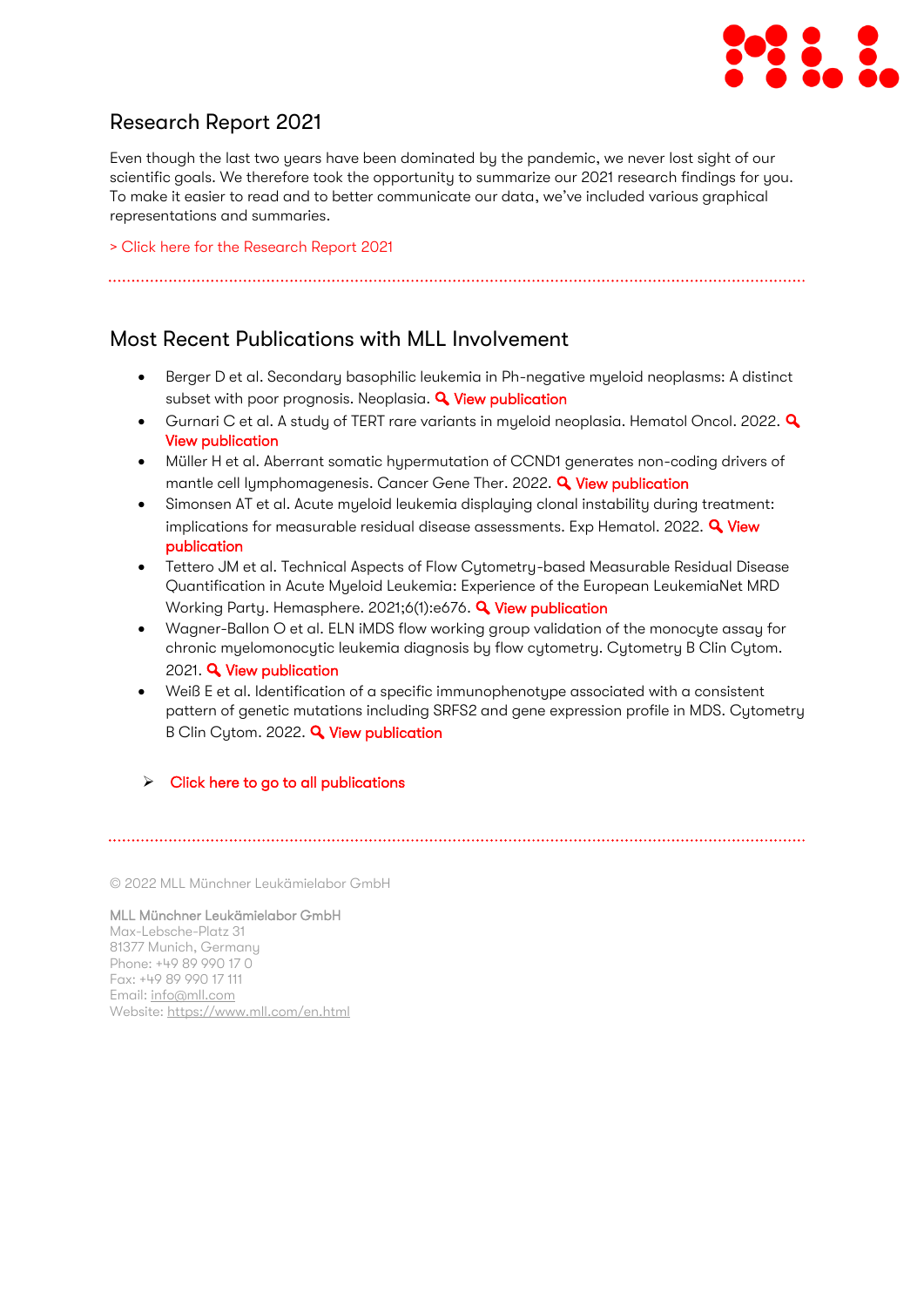## Research Report 2021

Even though the last two years have been dominated by the pandemic, we never lost sight of our scientific goals. We therefore took the opportunity to summarize our 2021 research findings for you. To make it easier to read and to better communicate our data, we've included various graphical representations and summaries.

> Click here for the Research Report 2021

---

## Most Recent Publications with MLL Involvement

- Berger D et al. Secondary basophilic leukemia in Ph-negative myeloid neoplasms: A distinct subset with poor prognosis. Neoplasia. View publication
- Gurnari C et al. A study of TERT rare variants in myeloid neoplasia. Hematol Oncol. 2022. View publication
- Müller H et al. Aberrant somatic hypermutation of CCND1 generates non-coding drivers of mantle cell lymphomagenesis. Cancer Gene Ther. 2022. View publication
- Simonsen AT et al. Acute myeloid leukemia displaying clonal instability during treatment: implications for measurable residual disease assessments. Exp Hematol. 2022. View publication
- Tettero JM et al. Technical Aspects of Flow Cytometry-based Measurable Residual Disease Quantification in Acute Myeloid Leukemia: Experience of the European LeukemiaNet MRD Working Party. Hemasphere. 2021;6(1):e676. View publication
- Wagner-Ballon O et al. ELN iMDS flow working group validation of the monocyte assay for chronic myelomonocytic leukemia diagnosis by flow cytometry. Cytometry B Clin Cytom. 2021. View publication
- Weiß E et al. Identification of a specific immunophenotype associated with a consistent pattern of genetic mutations including SRFS2 and gene expression profile in MDS. Cytometry B Clin Cytom. 2022. View publication

➢ Click here to go to all publications

---

© 2022 MLL Münchner Leukämielabor GmbH

MLL Münchner Leukämielabor GmbH
Max-Lebsche-Platz 31
81377 Munich, Germany
Phone: +49 89 990 17 0
Fax: +49 89 990 17 111
Email: info@mll.com
Website: https://www.mll.com/en.html